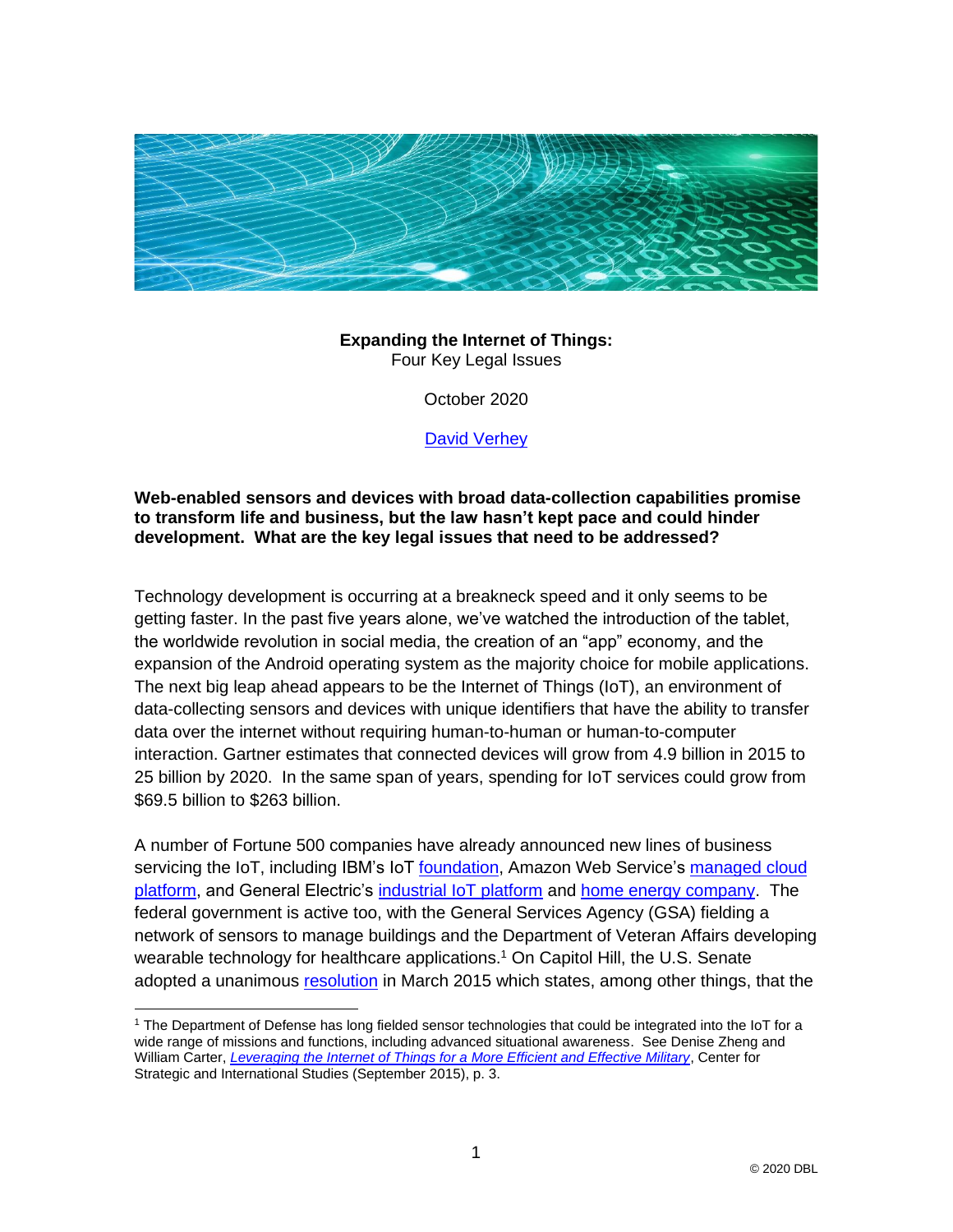# Expanding the Internet of Things:

Four Key Legal Issues

October 2020

David Verhey

**Web-enabled sensors and devices with broad data-collection capabilities promise to transform life and business, but the law hasn't kept pace and could hinder development. What are the key legal issues that need to be addressed?**

Technology development is occurring at a breakneck speed and it only seems to be getting faster. In the past five years alone, we've watched the introduction of the tablet, the worldwide revolution in social media, the creation of an "app" economy, and the expansion of the Android operating system as the majority choice for mobile applications. The next big leap ahead appears to be the Internet of Things (IoT), an environment of data-collecting sensors and devices with unique identifiers that have the ability to transfer data over the internet without requiring human-to-human or human-to-computer interaction. Gartner estimates that connected devices will grow from 4.9 billion in 2015 to 25 billion by 2020. In the same span of years, spending for IoT services could grow from $69.5 billion to $263 billion.

A number of Fortune 500 companies have already announced new lines of business servicing the IoT, including IBM's IoT foundation, Amazon Web Service's managed cloud platform, and General Electric's industrial IoT platform and home energy company. The federal government is active too, with the General Services Agency (GSA) fielding a network of sensors to manage buildings and the Department of Veteran Affairs developing wearable technology for healthcare applications.[1] On Capitol Hill, the U.S. Senate adopted a unanimous resolution in March 2015 which states, among other things, that the

[1] The Department of Defense has long fielded sensor technologies that could be integrated into the IoT for a wide range of missions and functions, including advanced situational awareness. See Denise Zheng and William Carter, *Leveraging the Internet of Things for a More Efficient and Effective Military*, Center for Strategic and International Studies (September 2015), p. 3.

© 2020 DBL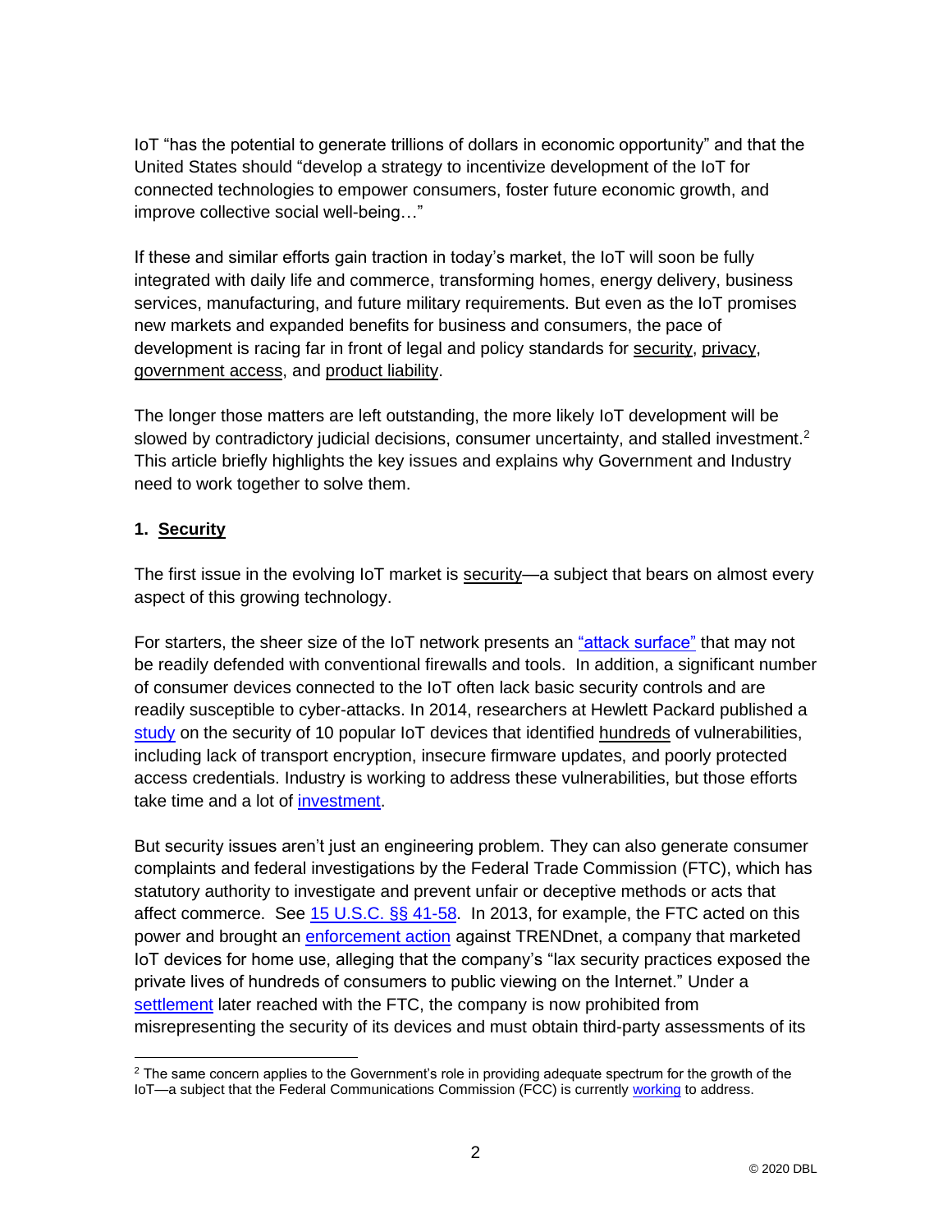IoT "has the potential to generate trillions of dollars in economic opportunity" and that the United States should "develop a strategy to incentivize development of the IoT for connected technologies to empower consumers, foster future economic growth, and improve collective social well-being…"

If these and similar efforts gain traction in today's market, the IoT will soon be fully integrated with daily life and commerce, transforming homes, energy delivery, business services, manufacturing, and future military requirements. But even as the IoT promises new markets and expanded benefits for business and consumers, the pace of development is racing far in front of legal and policy standards for security, privacy, government access, and product liability.

The longer those matters are left outstanding, the more likely IoT development will be slowed by contradictory judicial decisions, consumer uncertainty, and stalled investment.[2] This article briefly highlights the key issues and explains why Government and Industry need to work together to solve them.

## 1. Security

The first issue in the evolving IoT market is security—a subject that bears on almost every aspect of this growing technology.

For starters, the sheer size of the IoT network presents an "attack surface" that may not be readily defended with conventional firewalls and tools. In addition, a significant number of consumer devices connected to the IoT often lack basic security controls and are readily susceptible to cyber-attacks. In 2014, researchers at Hewlett Packard published a study on the security of 10 popular IoT devices that identified hundreds of vulnerabilities, including lack of transport encryption, insecure firmware updates, and poorly protected access credentials. Industry is working to address these vulnerabilities, but those efforts take time and a lot of investment.

But security issues aren't just an engineering problem. They can also generate consumer complaints and federal investigations by the Federal Trade Commission (FTC), which has statutory authority to investigate and prevent unfair or deceptive methods or acts that affect commerce. See 15 U.S.C. §§ 41-58. In 2013, for example, the FTC acted on this power and brought an enforcement action against TRENDnet, a company that marketed IoT devices for home use, alleging that the company's "lax security practices exposed the private lives of hundreds of consumers to public viewing on the Internet." Under a settlement later reached with the FTC, the company is now prohibited from misrepresenting the security of its devices and must obtain third-party assessments of its

[2] The same concern applies to the Government's role in providing adequate spectrum for the growth of the IoT—a subject that the Federal Communications Commission (FCC) is currently working to address.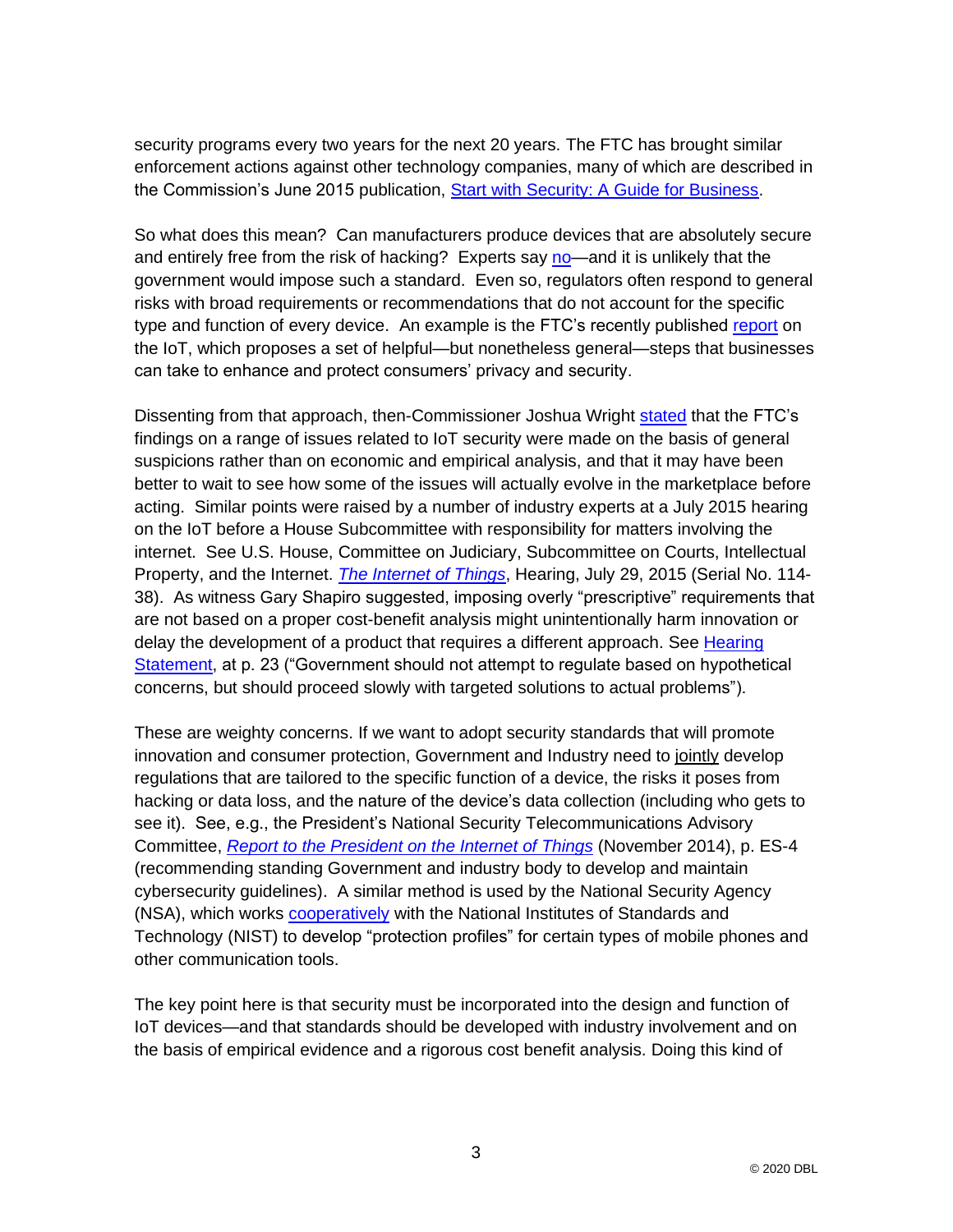security programs every two years for the next 20 years. The FTC has brought similar enforcement actions against other technology companies, many of which are described in the Commission's June 2015 publication, Start with Security: A Guide for Business.

So what does this mean? Can manufacturers produce devices that are absolutely secure and entirely free from the risk of hacking? Experts say no—and it is unlikely that the government would impose such a standard. Even so, regulators often respond to general risks with broad requirements or recommendations that do not account for the specific type and function of every device. An example is the FTC's recently published report on the IoT, which proposes a set of helpful—but nonetheless general—steps that businesses can take to enhance and protect consumers' privacy and security.

Dissenting from that approach, then-Commissioner Joshua Wright stated that the FTC's findings on a range of issues related to IoT security were made on the basis of general suspicions rather than on economic and empirical analysis, and that it may have been better to wait to see how some of the issues will actually evolve in the marketplace before acting. Similar points were raised by a number of industry experts at a July 2015 hearing on the IoT before a House Subcommittee with responsibility for matters involving the internet. See U.S. House, Committee on Judiciary, Subcommittee on Courts, Intellectual Property, and the Internet. *The Internet of Things*, Hearing, July 29, 2015 (Serial No. 114-38). As witness Gary Shapiro suggested, imposing overly "prescriptive" requirements that are not based on a proper cost-benefit analysis might unintentionally harm innovation or delay the development of a product that requires a different approach. See Hearing Statement, at p. 23 ("Government should not attempt to regulate based on hypothetical concerns, but should proceed slowly with targeted solutions to actual problems").

These are weighty concerns. If we want to adopt security standards that will promote innovation and consumer protection, Government and Industry need to jointly develop regulations that are tailored to the specific function of a device, the risks it poses from hacking or data loss, and the nature of the device's data collection (including who gets to see it). See, e.g., the President's National Security Telecommunications Advisory Committee, *Report to the President on the Internet of Things* (November 2014), p. ES-4 (recommending standing Government and industry body to develop and maintain cybersecurity guidelines). A similar method is used by the National Security Agency (NSA), which works cooperatively with the National Institutes of Standards and Technology (NIST) to develop "protection profiles" for certain types of mobile phones and other communication tools.

The key point here is that security must be incorporated into the design and function of IoT devices—and that standards should be developed with industry involvement and on the basis of empirical evidence and a rigorous cost benefit analysis. Doing this kind of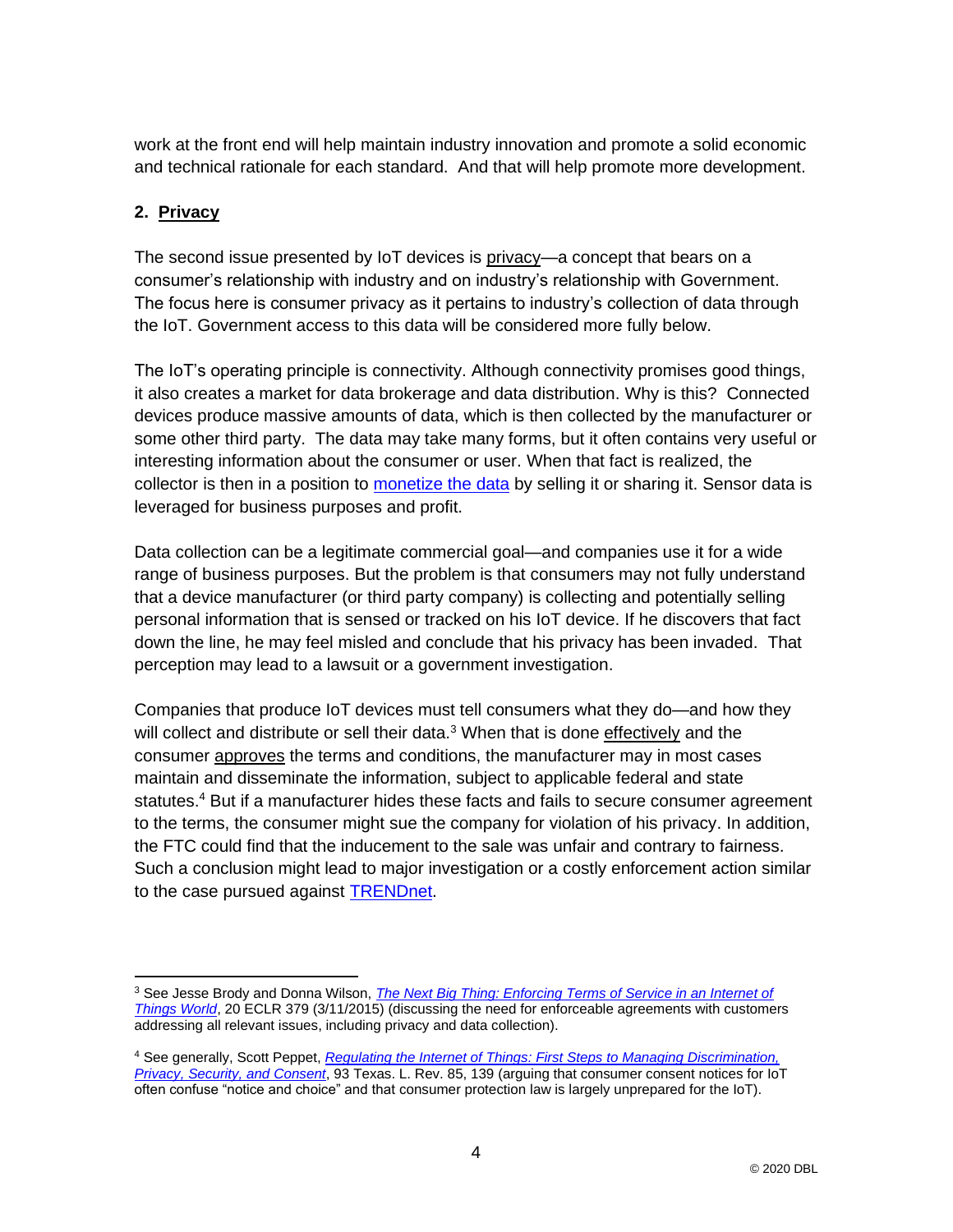work at the front end will help maintain industry innovation and promote a solid economic and technical rationale for each standard. And that will help promote more development.

## 2. Privacy

The second issue presented by IoT devices is privacy—a concept that bears on a consumer's relationship with industry and on industry's relationship with Government. The focus here is consumer privacy as it pertains to industry's collection of data through the IoT. Government access to this data will be considered more fully below.

The IoT's operating principle is connectivity. Although connectivity promises good things, it also creates a market for data brokerage and data distribution. Why is this? Connected devices produce massive amounts of data, which is then collected by the manufacturer or some other third party. The data may take many forms, but it often contains very useful or interesting information about the consumer or user. When that fact is realized, the collector is then in a position to monetize the data by selling it or sharing it. Sensor data is leveraged for business purposes and profit.

Data collection can be a legitimate commercial goal—and companies use it for a wide range of business purposes. But the problem is that consumers may not fully understand that a device manufacturer (or third party company) is collecting and potentially selling personal information that is sensed or tracked on his IoT device. If he discovers that fact down the line, he may feel misled and conclude that his privacy has been invaded. That perception may lead to a lawsuit or a government investigation.

Companies that produce IoT devices must tell consumers what they do—and how they will collect and distribute or sell their data.[3] When that is done effectively and the consumer approves the terms and conditions, the manufacturer may in most cases maintain and disseminate the information, subject to applicable federal and state statutes.[4] But if a manufacturer hides these facts and fails to secure consumer agreement to the terms, the consumer might sue the company for violation of his privacy. In addition, the FTC could find that the inducement to the sale was unfair and contrary to fairness. Such a conclusion might lead to major investigation or a costly enforcement action similar to the case pursued against TRENDnet.

[3] See Jesse Brody and Donna Wilson, *The Next Big Thing: Enforcing Terms of Service in an Internet of Things World*, 20 ECLR 379 (3/11/2015) (discussing the need for enforceable agreements with customers addressing all relevant issues, including privacy and data collection).

[4] See generally, Scott Peppet, *Regulating the Internet of Things: First Steps to Managing Discrimination, Privacy, Security, and Consent*, 93 Texas. L. Rev. 85, 139 (arguing that consumer consent notices for IoT often confuse "notice and choice" and that consumer protection law is largely unprepared for the IoT).

© 2020 DBL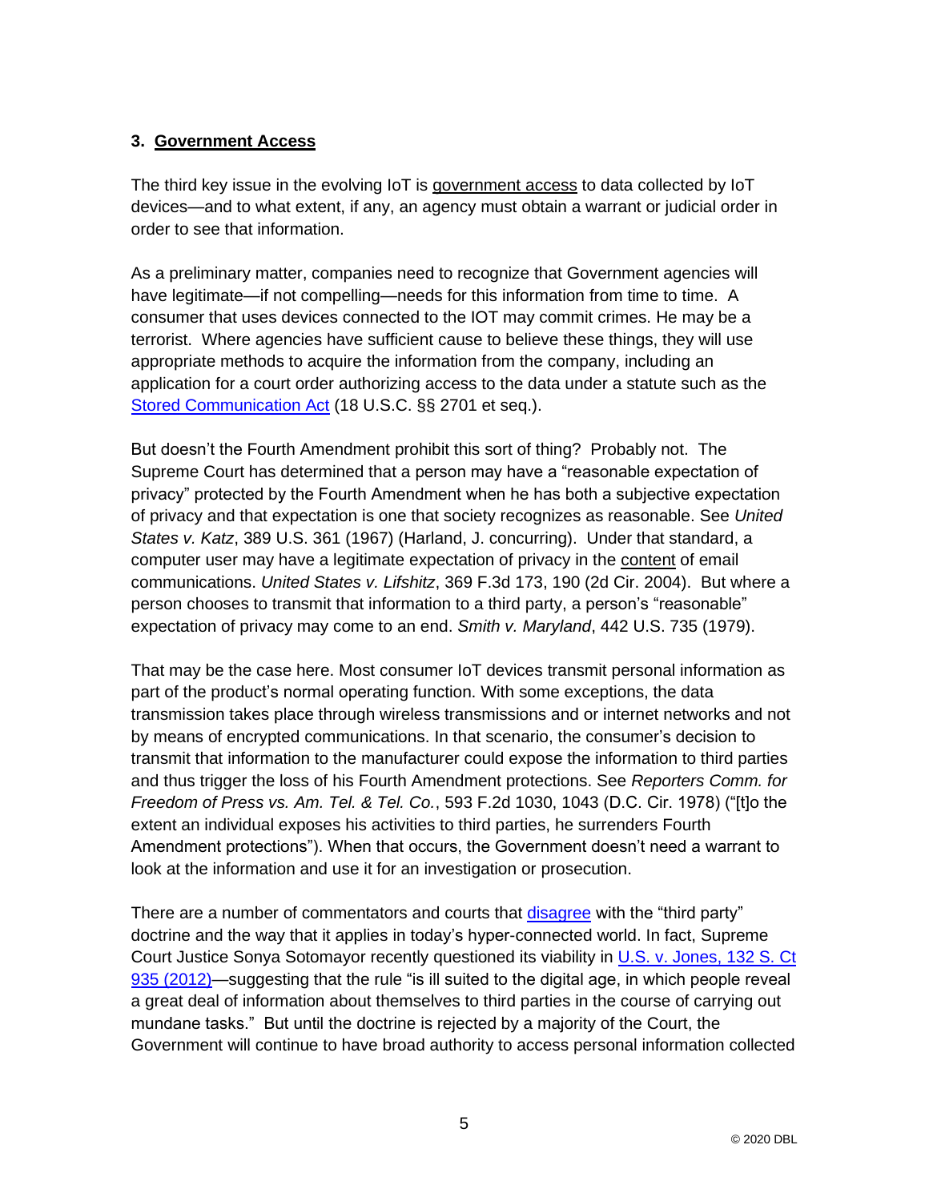**3. Government Access**

The third key issue in the evolving IoT is government access to data collected by IoT devices—and to what extent, if any, an agency must obtain a warrant or judicial order in order to see that information.

As a preliminary matter, companies need to recognize that Government agencies will have legitimate—if not compelling—needs for this information from time to time. A consumer that uses devices connected to the IOT may commit crimes. He may be a terrorist. Where agencies have sufficient cause to believe these things, they will use appropriate methods to acquire the information from the company, including an application for a court order authorizing access to the data under a statute such as the Stored Communication Act (18 U.S.C. §§ 2701 et seq.).

But doesn't the Fourth Amendment prohibit this sort of thing? Probably not. The Supreme Court has determined that a person may have a "reasonable expectation of privacy" protected by the Fourth Amendment when he has both a subjective expectation of privacy and that expectation is one that society recognizes as reasonable. See *United States v. Katz*, 389 U.S. 361 (1967) (Harland, J. concurring). Under that standard, a computer user may have a legitimate expectation of privacy in the content of email communications. *United States v. Lifshitz*, 369 F.3d 173, 190 (2d Cir. 2004). But where a person chooses to transmit that information to a third party, a person's "reasonable" expectation of privacy may come to an end. *Smith v. Maryland*, 442 U.S. 735 (1979).

That may be the case here. Most consumer IoT devices transmit personal information as part of the product's normal operating function. With some exceptions, the data transmission takes place through wireless transmissions and or internet networks and not by means of encrypted communications. In that scenario, the consumer's decision to transmit that information to the manufacturer could expose the information to third parties and thus trigger the loss of his Fourth Amendment protections. See *Reporters Comm. for Freedom of Press vs. Am. Tel. & Tel. Co.*, 593 F.2d 1030, 1043 (D.C. Cir. 1978) ("[t]o the extent an individual exposes his activities to third parties, he surrenders Fourth Amendment protections"). When that occurs, the Government doesn't need a warrant to look at the information and use it for an investigation or prosecution.

There are a number of commentators and courts that disagree with the "third party" doctrine and the way that it applies in today's hyper-connected world. In fact, Supreme Court Justice Sonya Sotomayor recently questioned its viability in U.S. v. Jones, 132 S. Ct 935 (2012)—suggesting that the rule "is ill suited to the digital age, in which people reveal a great deal of information about themselves to third parties in the course of carrying out mundane tasks." But until the doctrine is rejected by a majority of the Court, the Government will continue to have broad authority to access personal information collected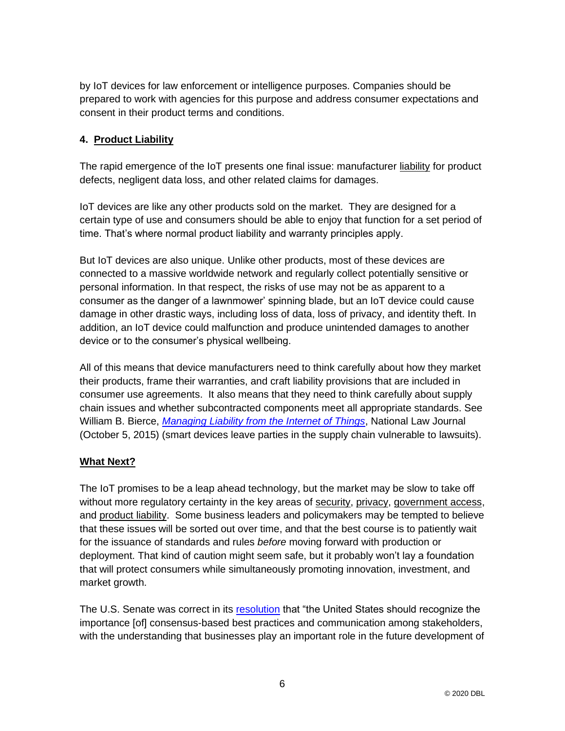by IoT devices for law enforcement or intelligence purposes. Companies should be prepared to work with agencies for this purpose and address consumer expectations and consent in their product terms and conditions.

### 4. Product Liability

The rapid emergence of the IoT presents one final issue: manufacturer liability for product defects, negligent data loss, and other related claims for damages.

IoT devices are like any other products sold on the market. They are designed for a certain type of use and consumers should be able to enjoy that function for a set period of time. That's where normal product liability and warranty principles apply.

But IoT devices are also unique. Unlike other products, most of these devices are connected to a massive worldwide network and regularly collect potentially sensitive or personal information. In that respect, the risks of use may not be as apparent to a consumer as the danger of a lawnmower' spinning blade, but an IoT device could cause damage in other drastic ways, including loss of data, loss of privacy, and identity theft. In addition, an IoT device could malfunction and produce unintended damages to another device or to the consumer's physical wellbeing.

All of this means that device manufacturers need to think carefully about how they market their products, frame their warranties, and craft liability provisions that are included in consumer use agreements. It also means that they need to think carefully about supply chain issues and whether subcontracted components meet all appropriate standards. See William B. Bierce, *Managing Liability from the Internet of Things*, National Law Journal (October 5, 2015) (smart devices leave parties in the supply chain vulnerable to lawsuits).

### What Next?

The IoT promises to be a leap ahead technology, but the market may be slow to take off without more regulatory certainty in the key areas of security, privacy, government access, and product liability. Some business leaders and policymakers may be tempted to believe that these issues will be sorted out over time, and that the best course is to patiently wait for the issuance of standards and rules *before* moving forward with production or deployment. That kind of caution might seem safe, but it probably won't lay a foundation that will protect consumers while simultaneously promoting innovation, investment, and market growth.

The U.S. Senate was correct in its resolution that "the United States should recognize the importance [of] consensus-based best practices and communication among stakeholders, with the understanding that businesses play an important role in the future development of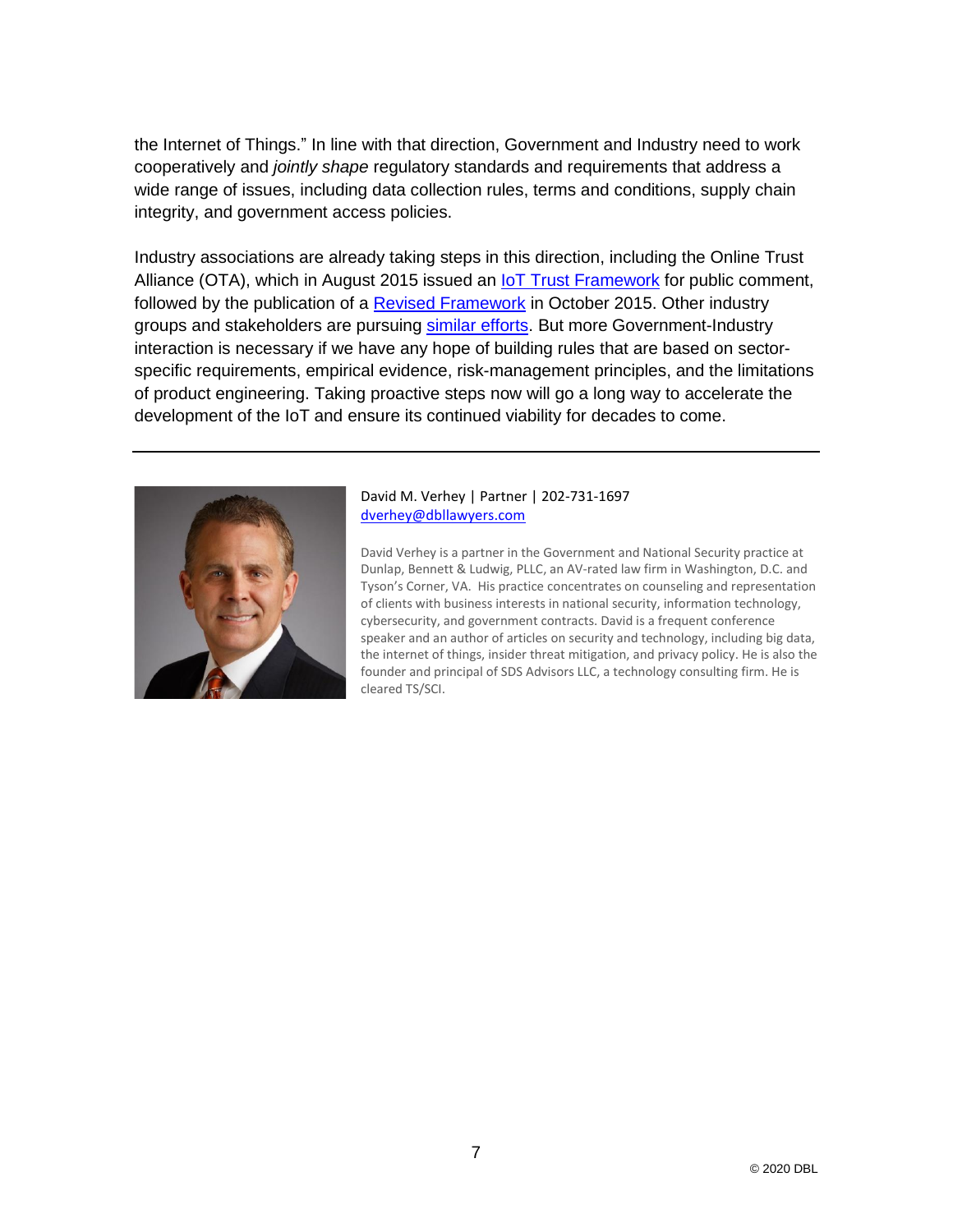the Internet of Things." In line with that direction, Government and Industry need to work cooperatively and *jointly shape* regulatory standards and requirements that address a wide range of issues, including data collection rules, terms and conditions, supply chain integrity, and government access policies.

Industry associations are already taking steps in this direction, including the Online Trust Alliance (OTA), which in August 2015 issued an IoT Trust Framework for public comment, followed by the publication of a Revised Framework in October 2015. Other industry groups and stakeholders are pursuing similar efforts. But more Government-Industry interaction is necessary if we have any hope of building rules that are based on sector-specific requirements, empirical evidence, risk-management principles, and the limitations of product engineering. Taking proactive steps now will go a long way to accelerate the development of the IoT and ensure its continued viability for decades to come.

---

David M. Verhey | Partner | 202-731-1697
dverhey@dbllawyers.com

David Verhey is a partner in the Government and National Security practice at Dunlap, Bennett & Ludwig, PLLC, an AV-rated law firm in Washington, D.C. and Tyson's Corner, VA. His practice concentrates on counseling and representation of clients with business interests in national security, information technology, cybersecurity, and government contracts. David is a frequent conference speaker and an author of articles on security and technology, including big data, the internet of things, insider threat mitigation, and privacy policy. He is also the founder and principal of SDS Advisors LLC, a technology consulting firm. He is cleared TS/SCI.

© 2020 DBL